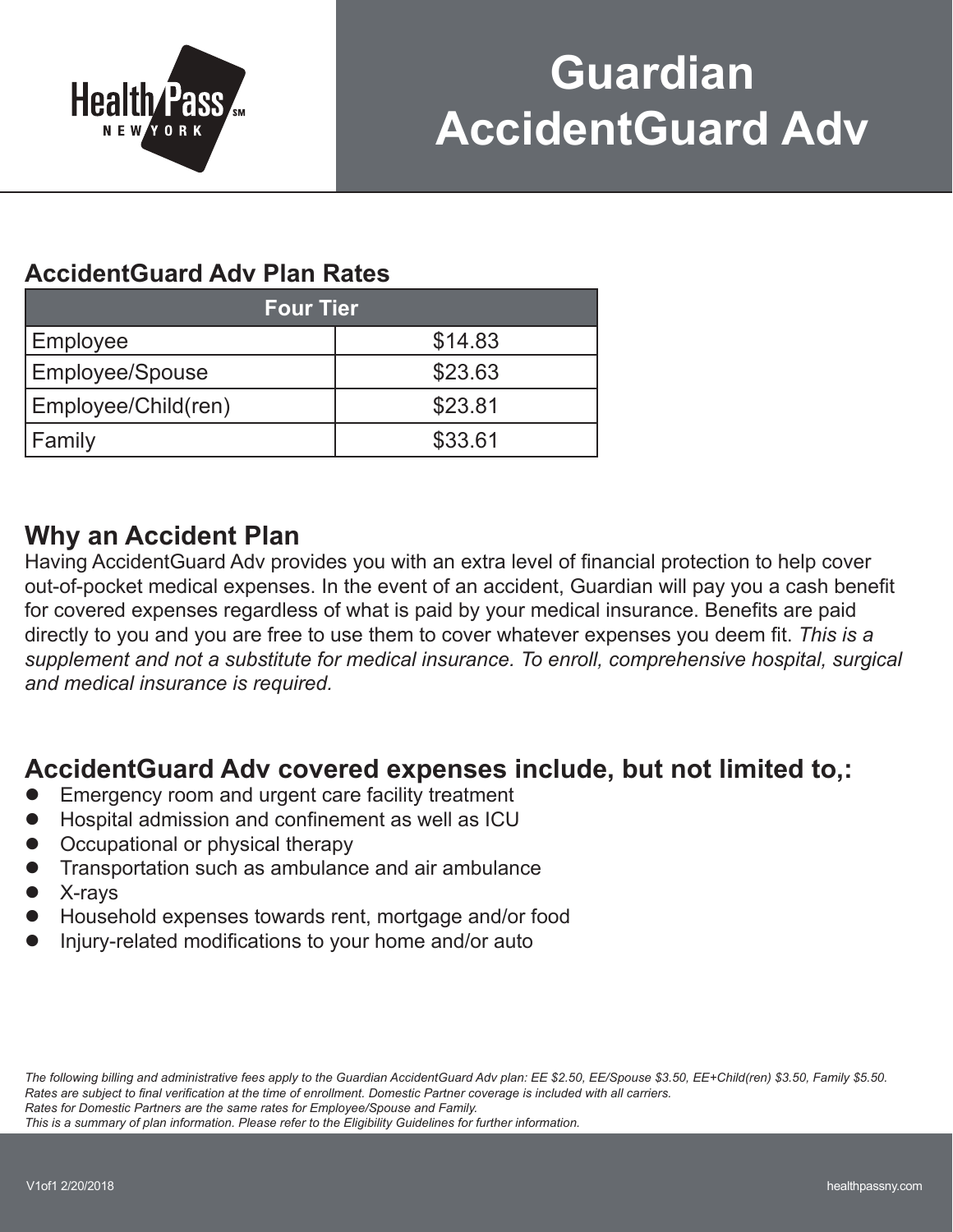# Guardian AccidentGuard Adv

## AccidentGuard Adv Plan Rates

| Four Tier | |
|---|---|
| Employee | $14.83 |
| Employee/Spouse | $23.63 |
| Employee/Child(ren) | $23.81 |
| Family | $33.61 |

## Why an Accident Plan

Having AccidentGuard Adv provides you with an extra level of financial protection to help cover out-of-pocket medical expenses. In the event of an accident, Guardian will pay you a cash benefit for covered expenses regardless of what is paid by your medical insurance. Benefits are paid directly to you and you are free to use them to cover whatever expenses you deem fit. *This is a supplement and not a substitute for medical insurance. To enroll, comprehensive hospital, surgical and medical insurance is required.*

## AccidentGuard Adv covered expenses include, but not limited to,:

- Emergency room and urgent care facility treatment
- Hospital admission and confinement as well as ICU
- Occupational or physical therapy
- Transportation such as ambulance and air ambulance
- X-rays
- Household expenses towards rent, mortgage and/or food
- Injury-related modifications to your home and/or auto

*The following billing and administrative fees apply to the Guardian AccidentGuard Adv plan: EE $2.50, EE/Spouse $3.50, EE+Child(ren) $3.50, Family $5.50.*
*Rates are subject to final verification at the time of enrollment. Domestic Partner coverage is included with all carriers.*
*Rates for Domestic Partners are the same rates for Employee/Spouse and Family.*
*This is a summary of plan information. Please refer to the Eligibility Guidelines for further information.*

V1of1 2/20/2018

healthpassny.com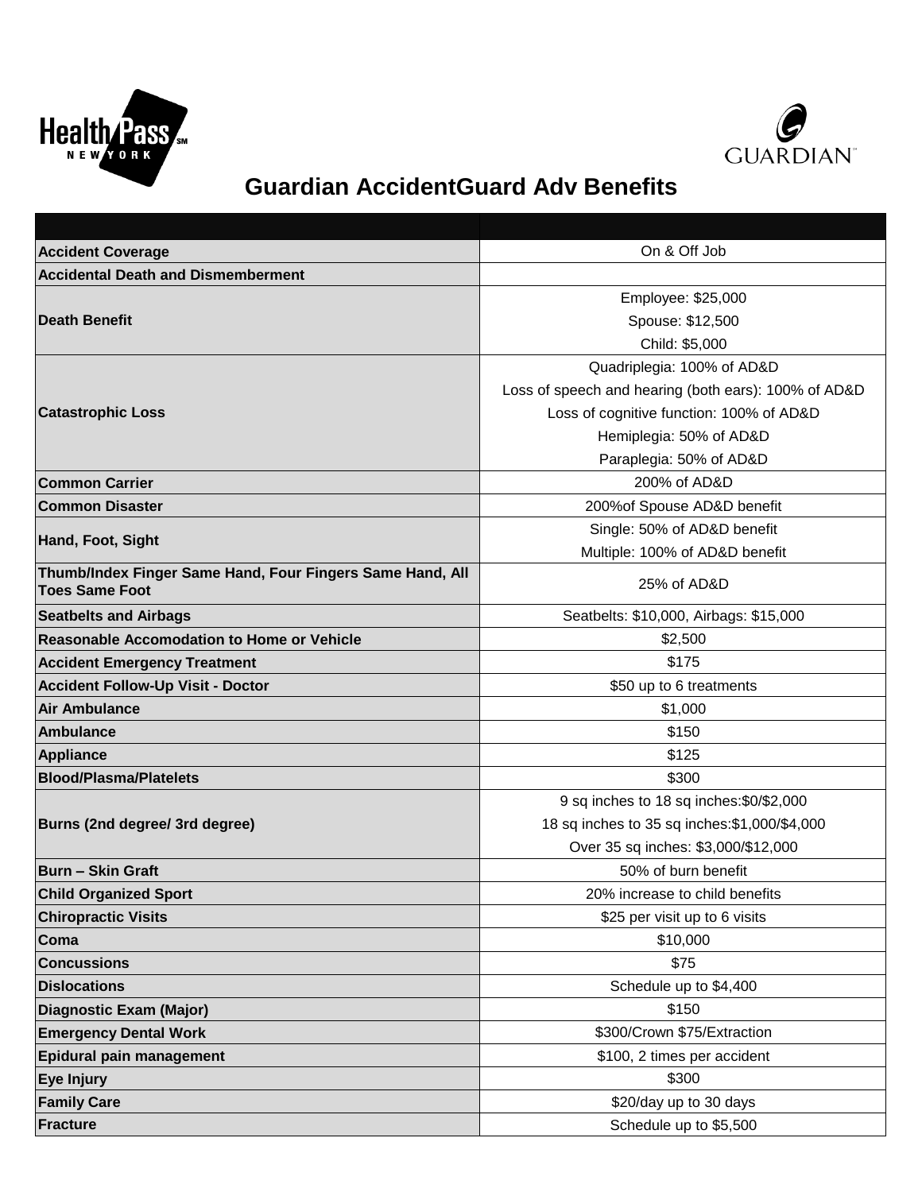# Guardian AccidentGuard Adv Benefits

| | |
|---|---|
| **Accident Coverage** | On & Off Job |
| **Accidental Death and Dismemberment** | |
| **Death Benefit** | Employee: $25,000<br>Spouse: $12,500<br>Child: $5,000 |
| **Catastrophic Loss** | Quadriplegia: 100% of AD&D<br>Loss of speech and hearing (both ears): 100% of AD&D<br>Loss of cognitive function: 100% of AD&D<br>Hemiplegia: 50% of AD&D<br>Paraplegia: 50% of AD&D |
| **Common Carrier** | 200% of AD&D |
| **Common Disaster** | 200%of Spouse AD&D benefit |
| **Hand, Foot, Sight** | Single: 50% of AD&D benefit<br>Multiple: 100% of AD&D benefit |
| **Thumb/Index Finger Same Hand, Four Fingers Same Hand, All Toes Same Foot** | 25% of AD&D |
| **Seatbelts and Airbags** | Seatbelts: $10,000, Airbags: $15,000 |
| **Reasonable Accomodation to Home or Vehicle** | $2,500 |
| **Accident Emergency Treatment** | $175 |
| **Accident Follow-Up Visit - Doctor** | $50 up to 6 treatments |
| **Air Ambulance** | $1,000 |
| **Ambulance** | $150 |
| **Appliance** | $125 |
| **Blood/Plasma/Platelets** | $300 |
| **Burns (2nd degree/ 3rd degree)** | 9 sq inches to 18 sq inches:$0/$2,000<br>18 sq inches to 35 sq inches:$1,000/$4,000<br>Over 35 sq inches: $3,000/$12,000 |
| **Burn – Skin Graft** | 50% of burn benefit |
| **Child Organized Sport** | 20% increase to child benefits |
| **Chiropractic Visits** | $25 per visit up to 6 visits |
| **Coma** | $10,000 |
| **Concussions** | $75 |
| **Dislocations** | Schedule up to $4,400 |
| **Diagnostic Exam (Major)** | $150 |
| **Emergency Dental Work** | $300/Crown $75/Extraction |
| **Epidural pain management** | $100, 2 times per accident |
| **Eye Injury** | $300 |
| **Family Care** | $20/day up to 30 days |
| **Fracture** | Schedule up to $5,500 |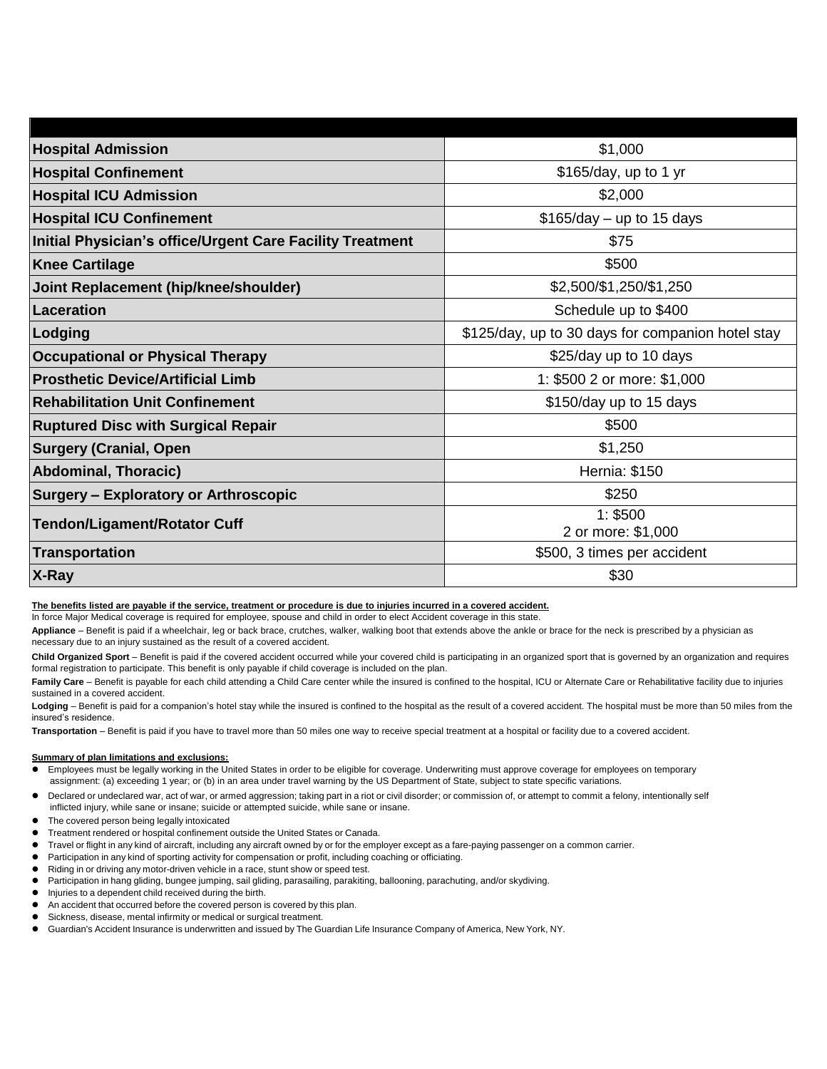| | |
|---|---|
| **Hospital Admission** | $1,000 |
| **Hospital Confinement** | $165/day, up to 1 yr |
| **Hospital ICU Admission** | $2,000 |
| **Hospital ICU Confinement** | $165/day – up to 15 days |
| **Initial Physician's office/Urgent Care Facility Treatment** | $75 |
| **Knee Cartilage** | $500 |
| **Joint Replacement (hip/knee/shoulder)** | $2,500/$1,250/$1,250 |
| **Laceration** | Schedule up to $400 |
| **Lodging** | $125/day, up to 30 days for companion hotel stay |
| **Occupational or Physical Therapy** | $25/day up to 10 days |
| **Prosthetic Device/Artificial Limb** | 1: $500 2 or more: $1,000 |
| **Rehabilitation Unit Confinement** | $150/day up to 15 days |
| **Ruptured Disc with Surgical Repair** | $500 |
| **Surgery (Cranial, Open** | $1,250 |
| **Abdominal, Thoracic)** | Hernia: $150 |
| **Surgery – Exploratory or Arthroscopic** | $250 |
| **Tendon/Ligament/Rotator Cuff** | 1: $500<br>2 or more: $1,000 |
| **Transportation** | $500, 3 times per accident |
| **X-Ray** | $30 |

**The benefits listed are payable if the service, treatment or procedure is due to injuries incurred in a covered accident.**

In force Major Medical coverage is required for employee, spouse and child in order to elect Accident coverage in this state.

**Appliance** – Benefit is paid if a wheelchair, leg or back brace, crutches, walker, walking boot that extends above the ankle or brace for the neck is prescribed by a physician as necessary due to an injury sustained as the result of a covered accident.

**Child Organized Sport** – Benefit is paid if the covered accident occurred while your covered child is participating in an organized sport that is governed by an organization and requires formal registration to participate. This benefit is only payable if child coverage is included on the plan.

**Family Care** – Benefit is payable for each child attending a Child Care center while the insured is confined to the hospital, ICU or Alternate Care or Rehabilitative facility due to injuries sustained in a covered accident.

**Lodging** – Benefit is paid for a companion's hotel stay while the insured is confined to the hospital as the result of a covered accident. The hospital must be more than 50 miles from the insured's residence.

**Transportation** – Benefit is paid if you have to travel more than 50 miles one way to receive special treatment at a hospital or facility due to a covered accident.

**Summary of plan limitations and exclusions:**

- Employees must be legally working in the United States in order to be eligible for coverage. Underwriting must approve coverage for employees on temporary assignment: (a) exceeding 1 year; or (b) in an area under travel warning by the US Department of State, subject to state specific variations.
- Declared or undeclared war, act of war, or armed aggression; taking part in a riot or civil disorder; or commission of, or attempt to commit a felony, intentionally self inflicted injury, while sane or insane; suicide or attempted suicide, while sane or insane.
- The covered person being legally intoxicated
- Treatment rendered or hospital confinement outside the United States or Canada.
- Travel or flight in any kind of aircraft, including any aircraft owned by or for the employer except as a fare-paying passenger on a common carrier.
- Participation in any kind of sporting activity for compensation or profit, including coaching or officiating.
- Riding in or driving any motor-driven vehicle in a race, stunt show or speed test.
- Participation in hang gliding, bungee jumping, sail gliding, parasailing, parakiting, ballooning, parachuting, and/or skydiving.
- Injuries to a dependent child received during the birth.
- An accident that occurred before the covered person is covered by this plan.
- Sickness, disease, mental infirmity or medical or surgical treatment.
- Guardian's Accident Insurance is underwritten and issued by The Guardian Life Insurance Company of America, New York, NY.